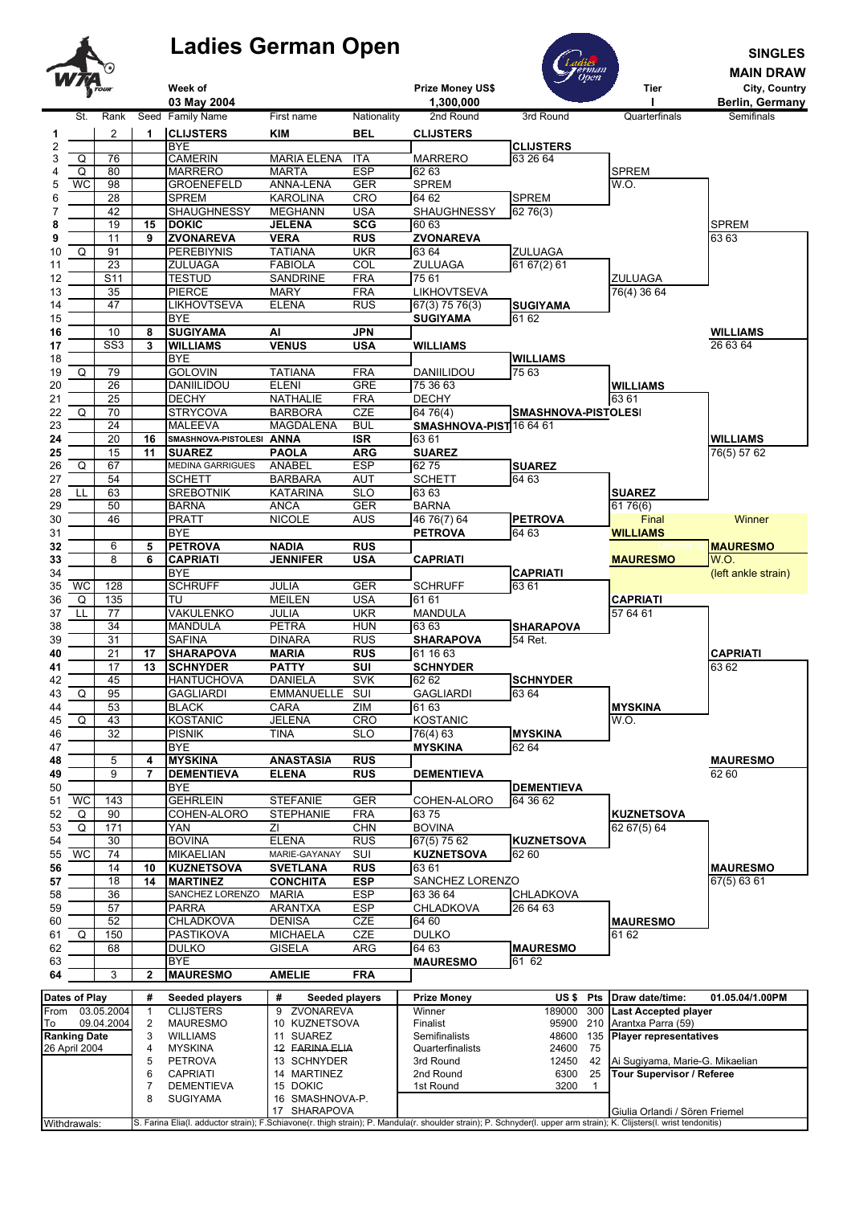# Ladies German Open

**SINGLES MAIN DRAW**

| Week of | Prize Money US$ | Tier | City, Country |
|---|---|---|---|
| 03 May 2004 | 1,300,000 | I | Berlin, Germany |

| # | St. | Rank | Seed | Family Name | First name | Nationality | 2nd Round | 3rd Round | Quarterfinals | Semifinals |
|---|---|---|---|---|---|---|---|---|---|---|
| 1 | | 2 | 1 | **CLIJSTERS** | **KIM** | **BEL** | **CLIJSTERS** | | | |
| 2 | | | | BYE | | | | **CLIJSTERS** | | |
| 3 | Q | 76 | | CAMERIN | MARIA ELENA | ITA | MARRERO | 63 26 64 | | |
| 4 | Q | 80 | | MARRERO | MARTA | ESP | 62 63 | | SPREM | |
| 5 | WC | 98 | | GROENEFELD | ANNA-LENA | GER | SPREM | | W.O. | |
| 6 | | 28 | | SPREM | KAROLINA | CRO | 64 62 | SPREM | | |
| 7 | | 42 | | SHAUGHNESSY | MEGHANN | USA | SHAUGHNESSY | 62 76(3) | | |
| 8 | | 19 | 15 | **DOKIC** | **JELENA** | **SCG** | 60 63 | | | SPREM |
| 9 | | 11 | 9 | **ZVONAREVA** | **VERA** | **RUS** | **ZVONAREVA** | | | 63 63 |
| 10 | Q | 91 | | PEREBIYNIS | TATIANA | UKR | 63 64 | ZULUAGA | | |
| 11 | | 23 | | ZULUAGA | FABIOLA | COL | ZULUAGA | 61 67(2) 61 | | |
| 12 | | S11 | | TESTUD | SANDRINE | FRA | 75 61 | | ZULUAGA | |
| 13 | | 35 | | PIERCE | MARY | FRA | LIKHOVTSEVA | | 76(4) 36 64 | |
| 14 | | 47 | | LIKHOVTSEVA | ELENA | RUS | 67(3) 75 76(3) | **SUGIYAMA** | | |
| 15 | | | | BYE | | | **SUGIYAMA** | 61 62 | | |
| 16 | | 10 | 8 | **SUGIYAMA** | **AI** | **JPN** | | | | **WILLIAMS** |
| 17 | | SS3 | 3 | **WILLIAMS** | **VENUS** | **USA** | **WILLIAMS** | | | 26 63 64 |
| 18 | | | | BYE | | | | **WILLIAMS** | | |
| 19 | Q | 79 | | GOLOVIN | TATIANA | FRA | DANIILIDOU | 75 63 | | |
| 20 | | 26 | | DANIILIDOU | ELENI | GRE | 75 36 63 | | **WILLIAMS** | |
| 21 | | 25 | | DECHY | NATHALIE | FRA | DECHY | | 63 61 | |
| 22 | Q | 70 | | STRYCOVA | BARBORA | CZE | 64 76(4) | **SMASHNOVA-PISTOLESI** | | |
| 23 | | 24 | | MALEEVA | MAGDALENA | BUL | **SMASHNOVA-PIST** | 16 64 61 | | |
| 24 | | 20 | 16 | SMASHNOVA-PISTOLESI | **ANNA** | **ISR** | 63 61 | | | **WILLIAMS** |
| 25 | | 15 | 11 | **SUAREZ** | **PAOLA** | **ARG** | **SUAREZ** | | | 76(5) 57 62 |
| 26 | Q | 67 | | MEDINA GARRIGUES | ANABEL | ESP | 62 75 | **SUAREZ** | | |
| 27 | | 54 | | SCHETT | BARBARA | AUT | SCHETT | 64 63 | | |
| 28 | LL | 63 | | SREBOTNIK | KATARINA | SLO | 63 63 | | **SUAREZ** | |
| 29 | | 50 | | BARNA | ANCA | GER | BARNA | | 61 76(6) | |
| 30 | | 46 | | PRATT | NICOLE | AUS | 46 76(7) 64 | **PETROVA** | Final | Winner |
| 31 | | | | BYE | | | **PETROVA** | 64 63 | **WILLIAMS** | |
| 32 | | 6 | 5 | **PETROVA** | **NADIA** | **RUS** | | | | **MAURESMO** |
| 33 | | 8 | 6 | **CAPRIATI** | **JENNIFER** | **USA** | **CAPRIATI** | | **MAURESMO** | W.O. |
| 34 | | | | BYE | | | | **CAPRIATI** | | (left ankle strain) |
| 35 | WC | 128 | | SCHRUFF | JULIA | GER | SCHRUFF | 63 61 | | |
| 36 | Q | 135 | | TU | MEILEN | USA | 61 61 | | **CAPRIATI** | |
| 37 | LL | 77 | | VAKULENKO | JULIA | UKR | MANDULA | | 57 64 61 | |
| 38 | | 34 | | MANDULA | PETRA | HUN | 63 63 | **SHARAPOVA** | | |
| 39 | | 31 | | SAFINA | DINARA | RUS | **SHARAPOVA** | 54 Ret. | | |
| 40 | | 21 | 17 | **SHARAPOVA** | **MARIA** | **RUS** | 61 16 63 | | | **CAPRIATI** |
| 41 | | 17 | 13 | **SCHNYDER** | **PATTY** | **SUI** | **SCHNYDER** | | | 63 62 |
| 42 | | 45 | | HANTUCHOVA | DANIELA | SVK | 62 62 | **SCHNYDER** | | |
| 43 | Q | 95 | | GAGLIARDI | EMMANUELLE | SUI | GAGLIARDI | 63 64 | | |
| 44 | | 53 | | BLACK | CARA | ZIM | 61 63 | | **MYSKINA** | |
| 45 | Q | 43 | | KOSTANIC | JELENA | CRO | KOSTANIC | | W.O. | |
| 46 | | 32 | | PISNIK | TINA | SLO | 76(4) 63 | **MYSKINA** | | |
| 47 | | | | BYE | | | **MYSKINA** | 62 64 | | |
| 48 | | 5 | 4 | **MYSKINA** | **ANASTASIA** | **RUS** | | | | **MAURESMO** |
| 49 | | 9 | 7 | **DEMENTIEVA** | **ELENA** | **RUS** | **DEMENTIEVA** | | | 62 60 |
| 50 | | | | BYE | | | | **DEMENTIEVA** | | |
| 51 | WC | 143 | | GEHRLEIN | STEFANIE | GER | COHEN-ALORO | 64 36 62 | | |
| 52 | Q | 90 | | COHEN-ALORO | STEPHANIE | FRA | 63 75 | | **KUZNETSOVA** | |
| 53 | Q | 171 | | YAN | ZI | CHN | BOVINA | | 62 67(5) 64 | |
| 54 | | 30 | | BOVINA | ELENA | RUS | 67(5) 75 62 | **KUZNETSOVA** | | |
| 55 | WC | 74 | | MIKAELIAN | MARIE-GAYANAY | SUI | **KUZNETSOVA** | 62 60 | | |
| 56 | | 14 | 10 | **KUZNETSOVA** | **SVETLANA** | **RUS** | 63 61 | | | **MAURESMO** |
| 57 | | 18 | 14 | **MARTINEZ** | **CONCHITA** | **ESP** | SANCHEZ LORENZO | | | 67(5) 63 61 |
| 58 | | 36 | | SANCHEZ LORENZO | MARIA | ESP | 63 36 64 | CHLADKOVA | | |
| 59 | | 57 | | PARRA | ARANTXA | ESP | CHLADKOVA | 26 64 63 | | |
| 60 | | 52 | | CHLADKOVA | DENISA | CZE | 64 60 | | **MAURESMO** | |
| 61 | Q | 150 | | PASTIKOVA | MICHAELA | CZE | DULKO | | 61 62 | |
| 62 | | 68 | | DULKO | GISELA | ARG | 64 63 | **MAURESMO** | | |
| 63 | | | | BYE | | | **MAURESMO** | 61 62 | | |
| 64 | | 3 | 2 | **MAURESMO** | **AMELIE** | **FRA** | | | | |

| Dates of Play | | # | Seeded players | # | Seeded players | Prize Money | US $ | Pts | Draw date/time: 01.05.04/1.00PM |
|---|---|---|---|---|---|---|---|---|---|
| From | 03.05.2004 | 1 | CLIJSTERS | 9 | ZVONAREVA | Winner | 189000 | 300 | **Last Accepted player** |
| To | 09.04.2004 | 2 | MAURESMO | 10 | KUZNETSOVA | Finalist | 95900 | 210 | Arantxa Parra (59) |
| **Ranking Date** | | 3 | WILLIAMS | 11 | SUAREZ | Semifinalists | 48600 | 135 | **Player representatives** |
| 26 April 2004 | | 4 | MYSKINA | 12 | ~~FARINA ELIA~~ | Quarterfinalists | 24600 | 75 | |
| | | 5 | PETROVA | 13 | SCHNYDER | 3rd Round | 12450 | 42 | Ai Sugiyama, Marie-G. Mikaelian |
| | | 6 | CAPRIATI | 14 | MARTINEZ | 2nd Round | 6300 | 25 | **Tour Supervisor / Referee** |
| | | 7 | DEMENTIEVA | 15 | DOKIC | 1st Round | 3200 | 1 | |
| | | 8 | SUGIYAMA | 16 | SMASHNOVA-P. | | | | |
| | | | | 17 | SHARAPOVA | | | | Giulia Orlandi / Sören Friemel |

Withdrawals: S. Farina Elia(l. adductor strain); F.Schiavone(r. thigh strain); P. Mandula(r. shoulder strain); P. Schnyder(l. upper arm strain); K. Clijsters(l. wrist tendonitis)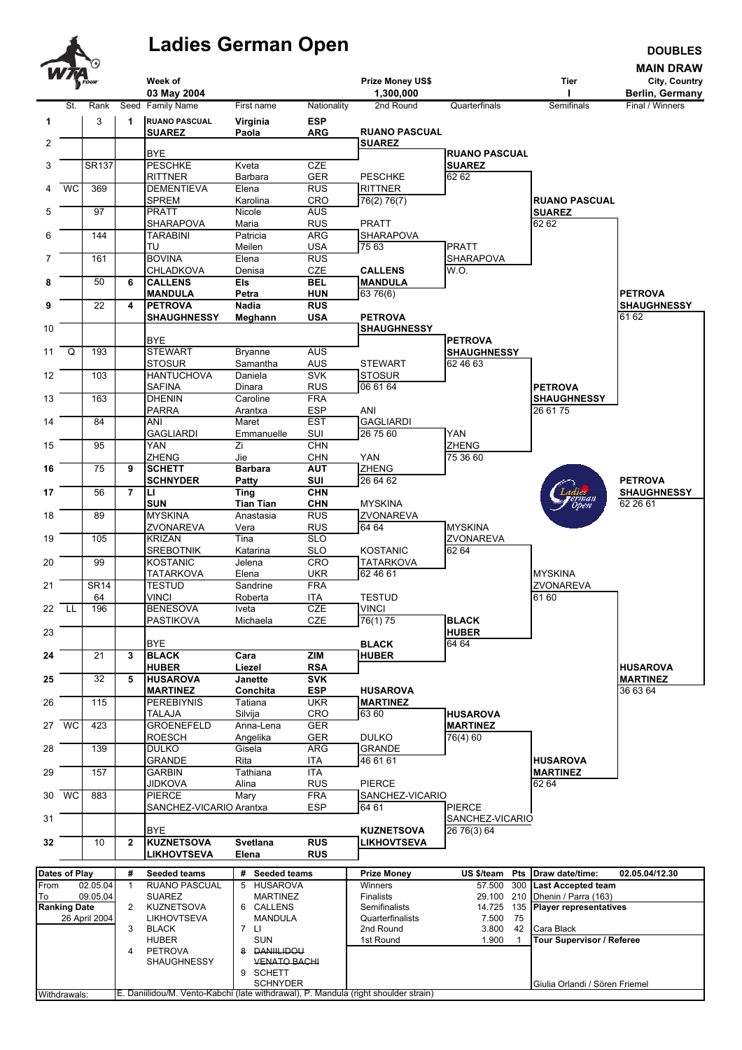# Ladies German Open

**DOUBLES**
**MAIN DRAW**

| Week of | Prize Money US$ | Tier | City, Country |
|---|---|---|---|
| 03 May 2004 | 1,300,000 | I | Berlin, Germany |

| # | St. | Rank | Seed | Family Name | First name | Nationality | 2nd Round | Quarterfinals | Semifinals | Final / Winners |
|---|---|---|---|---|---|---|---|---|---|---|
| 1 | | 3 | 1 | **RUANO PASCUAL / SUAREZ** | **Virginia / Paola** | **ESP / ARG** | **RUANO PASCUAL / SUAREZ** | | | |
| 2 | | | | BYE | | | | **RUANO PASCUAL / SUAREZ** 62 62 | | |
| 3 | | SR137 | | PESCHKE / RITTNER | Kveta / Barbara | CZE / GER | PESCHKE / RITTNER 76(2) 76(7) | | | |
| 4 | WC | 369 | | DEMENTIEVA / SPREM | Elena / Karolina | RUS / CRO | | | **RUANO PASCUAL / SUAREZ** 62 62 | |
| 5 | | 97 | | PRATT / SHARAPOVA | Nicole / Maria | AUS / RUS | PRATT / SHARAPOVA 75 63 | | | |
| 6 | | 144 | | TARABINI / TU | Patricia / Meilen | ARG / USA | | PRATT / SHARAPOVA W.O. | | |
| 7 | | 161 | | BOVINA / CHLADKOVA | Elena / Denisa | RUS / CZE | **CALLENS / MANDULA** 63 76(6) | | | |
| 8 | | 50 | 6 | **CALLENS / MANDULA** | **Els / Petra** | **BEL / HUN** | | | | **PETROVA / SHAUGHNESSY** 61 62 |
| 9 | | 22 | 4 | **PETROVA / SHAUGHNESSY** | **Nadia / Meghann** | **RUS / USA** | **PETROVA / SHAUGHNESSY** | | | |
| 10 | | | | BYE | | | | **PETROVA / SHAUGHNESSY** 62 46 63 | | |
| 11 | Q | 193 | | STEWART / STOSUR | Bryanne / Samantha | AUS / AUS | STEWART / STOSUR 06 61 64 | | | |
| 12 | | 103 | | HANTUCHOVA / SAFINA | Daniela / Dinara | SVK / RUS | | | **PETROVA / SHAUGHNESSY** 26 61 75 | |
| 13 | | 163 | | DHENIN / PARRA | Caroline / Arantxa | FRA / ESP | ANI / GAGLIARDI 26 75 60 | | | |
| 14 | | 84 | | ANI / GAGLIARDI | Maret / Emmanuelle | EST / SUI | | YAN / ZHENG 75 36 60 | | |
| 15 | | 95 | | YAN / ZHENG | Zi / Jie | CHN / CHN | YAN / ZHENG 26 64 62 | | | |
| 16 | | 75 | 9 | **SCHETT / SCHNYDER** | **Barbara / Patty** | **AUT / SUI** | | | | **PETROVA / SHAUGHNESSY** 62 26 61 |
| 17 | | 56 | 7 | **LI / SUN** | **Ting / Tian Tian** | **CHN / CHN** | MYSKINA / ZVONAREVA 64 64 | | | |
| 18 | | 89 | | MYSKINA / ZVONAREVA | Anastasia / Vera | RUS / RUS | | MYSKINA / ZVONAREVA 62 64 | | |
| 19 | | 105 | | KRIZAN / SREBOTNIK | Tina / Katarina | SLO / SLO | KOSTANIC / TATARKOVA 62 46 61 | | | |
| 20 | | 99 | | KOSTANIC / TATARKOVA | Jelena / Elena | CRO / UKR | | | MYSKINA / ZVONAREVA 61 60 | |
| 21 | | SR14 / 64 | | TESTUD / VINCI | Sandrine / Roberta | FRA / ITA | TESTUD / VINCI 76(1) 75 | | | |
| 22 | LL | 196 | | BENESOVA / PASTIKOVA | Iveta / Michaela | CZE / CZE | | **BLACK / HUBER** 64 64 | | |
| 23 | | | | BYE | | | **BLACK / HUBER** | | | |
| 24 | | 21 | 3 | **BLACK / HUBER** | **Cara / Liezel** | **ZIM / RSA** | | | | **HUSAROVA / MARTINEZ** 36 63 64 |
| 25 | | 32 | 5 | **HUSAROVA / MARTINEZ** | **Janette / Conchita** | **SVK / ESP** | **HUSAROVA / MARTINEZ** 63 60 | | | |
| 26 | | 115 | | PEREBIYNIS / TALAJA | Tatiana / Silvija | UKR / CRO | | **HUSAROVA / MARTINEZ** 76(4) 60 | | |
| 27 | WC | 423 | | GROENEFELD / ROESCH | Anna-Lena / Angelika | GER / GER | DULKO / GRANDE 46 61 61 | | | |
| 28 | | 139 | | DULKO / GRANDE | Gisela / Rita | ARG / ITA | | | **HUSAROVA / MARTINEZ** 62 64 | |
| 29 | | 157 | | GARBIN / JIDKOVA | Tathiana / Alina | ITA / RUS | PIERCE / SANCHEZ-VICARIO 64 61 | | | |
| 30 | WC | 883 | | PIERCE / SANCHEZ-VICARIO | Mary / Arantxa | FRA / ESP | | PIERCE / SANCHEZ-VICARIO 26 76(3) 64 | | |
| 31 | | | | BYE | | | **KUZNETSOVA / LIKHOVTSEVA** | | | |
| 32 | | 10 | 2 | **KUZNETSOVA / LIKHOVTSEVA** | **Svetlana / Elena** | **RUS / RUS** | | | | |

| Dates of Play | | # | Seeded teams | # | Seeded teams | Prize Money | US $/team | Pts | Draw date/time: | 02.05.04/12.30 |
|---|---|---|---|---|---|---|---|---|---|---|
| From | 02.05.04 | 1 | RUANO PASCUAL / SUAREZ | 5 | HUSAROVA / MARTINEZ | Winners | 57.500 | 300 | **Last Accepted team** | |
| To | 09.05.04 | 2 | KUZNETSOVA / LIKHOVTSEVA | 6 | CALLENS / MANDULA | Finalists | 29.100 | 210 | Dhenin / Parra (163) | |
| **Ranking Date** | 26 April 2004 | 3 | BLACK / HUBER | 7 | LI / SUN | Semifinalists | 14.725 | 135 | **Player representatives** | |
| | | 4 | PETROVA / SHAUGHNESSY | 8 | ~~DANIILIDOU / VENATO BACHI~~ | Quarterfinalists | 7.500 | 75 | Cara Black | |
| | | | | 9 | SCHETT / SCHNYDER | 2nd Round | 3.800 | 42 | **Tour Supervisor / Referee** | |
| | | | | | | 1st Round | 1.900 | 1 | Giulia Orlandi / Sören Friemel | |

Withdrawals: E. Daniilidou/M. Vento-Kabchi (late withdrawal), P. Mandula (right shoulder strain)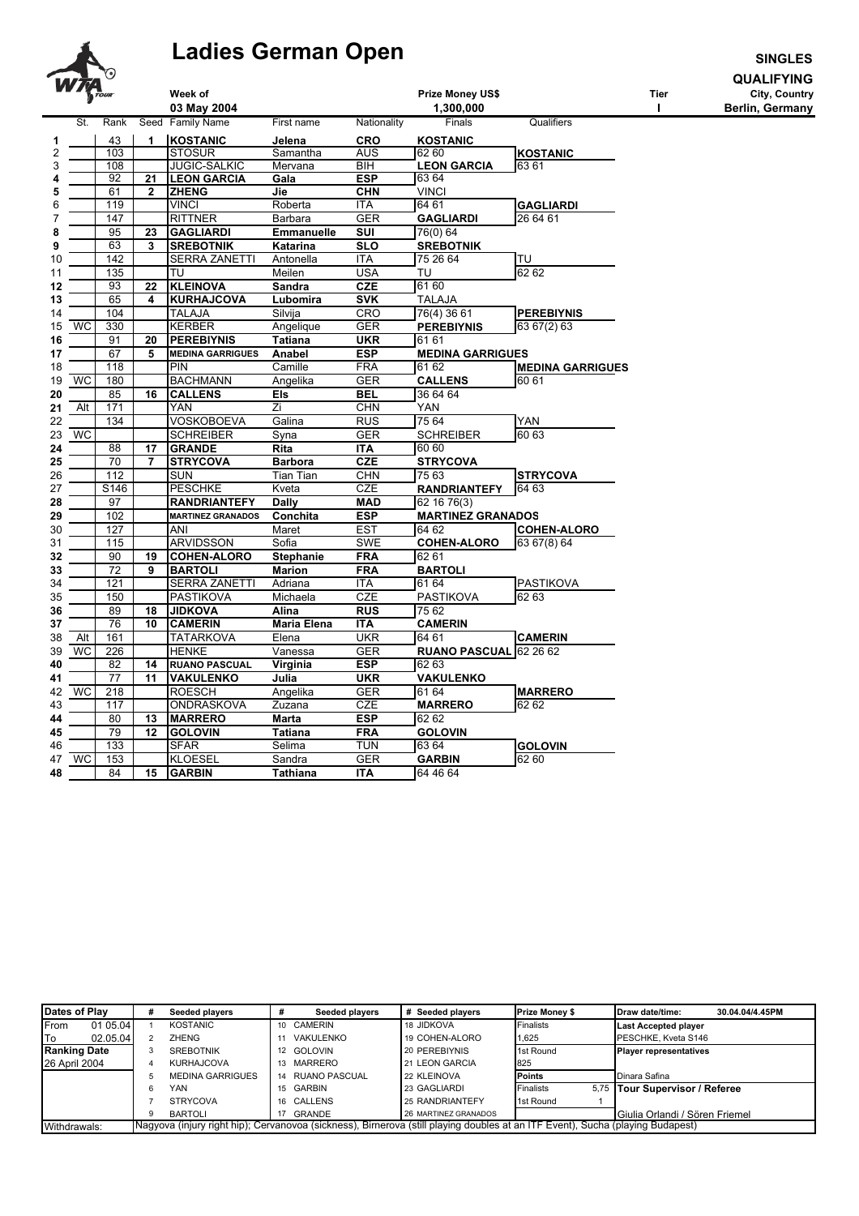# Ladies German Open

**SINGLES**

**QUALIFYING**

| Week of | Prize Money US$ | Tier | City, Country |
|---|---|---|---|
| 03 May 2004 | 1,300,000 | I | Berlin, Germany |

| | St. | Rank | Seed | Family Name | First name | Nationality | Finals | Qualifiers |
|---|---|---|---|---|---|---|---|---|
| **1** | | 43 | **1** | **KOSTANIC** | **Jelena** | **CRO** | **KOSTANIC** | |
| 2 | | 103 | | STOSUR | Samantha | AUS | 62 60 | **KOSTANIC** |
| 3 | | 108 | | JUGIC-SALKIC | Mervana | BIH | **LEON GARCIA** | 63 61 |
| **4** | | 92 | **21** | **LEON GARCIA** | **Gala** | **ESP** | 63 64 | |
| **5** | | 61 | **2** | **ZHENG** | **Jie** | **CHN** | VINCI | |
| 6 | | 119 | | VINCI | Roberta | ITA | 64 61 | **GAGLIARDI** |
| 7 | | 147 | | RITTNER | Barbara | GER | **GAGLIARDI** | 26 64 61 |
| **8** | | 95 | **23** | **GAGLIARDI** | **Emmanuelle** | **SUI** | 76(0) 64 | |
| **9** | | 63 | **3** | **SREBOTNIK** | **Katarina** | **SLO** | **SREBOTNIK** | |
| 10 | | 142 | | SERRA ZANETTI | Antonella | ITA | 75 26 64 | TU |
| 11 | | 135 | | TU | Meilen | USA | TU | 62 62 |
| **12** | | 93 | **22** | **KLEINOVA** | **Sandra** | **CZE** | 61 60 | |
| **13** | | 65 | **4** | **KURHAJCOVA** | **Lubomira** | **SVK** | TALAJA | |
| 14 | | 104 | | TALAJA | Silvija | CRO | 76(4) 36 61 | **PEREBIYNIS** |
| 15 | WC | 330 | | KERBER | Angelique | GER | **PEREBIYNIS** | 63 67(2) 63 |
| **16** | | 91 | **20** | **PEREBIYNIS** | **Tatiana** | **UKR** | 61 61 | |
| **17** | | 67 | **5** | **MEDINA GARRIGUES** | **Anabel** | **ESP** | **MEDINA GARRIGUES** | |
| 18 | | 118 | | PIN | Camille | FRA | 61 62 | **MEDINA GARRIGUES** |
| 19 | WC | 180 | | BACHMANN | Angelika | GER | **CALLENS** | 60 61 |
| **20** | | 85 | **16** | **CALLENS** | **Els** | **BEL** | 36 64 64 | |
| **21** | Alt | 171 | | YAN | Zi | CHN | YAN | |
| 22 | | 134 | | VOSKOBOEVA | Galina | RUS | 75 64 | YAN |
| 23 | WC | | | SCHREIBER | Syna | GER | SCHREIBER | 60 63 |
| **24** | | 88 | **17** | **GRANDE** | **Rita** | **ITA** | 60 60 | |
| **25** | | 70 | **7** | **STRYCOVA** | **Barbora** | **CZE** | **STRYCOVA** | |
| 26 | | 112 | | SUN | Tian Tian | CHN | 75 63 | **STRYCOVA** |
| 27 | | S146 | | PESCHKE | Kveta | CZE | **RANDRIANTEFY** | 64 63 |
| **28** | | 97 | | **RANDRIANTEFY** | **Dally** | **MAD** | 62 16 76(3) | |
| **29** | | 102 | | **MARTINEZ GRANADOS** | **Conchita** | **ESP** | **MARTINEZ GRANADOS** | |
| 30 | | 127 | | ANI | Maret | EST | 64 62 | **COHEN-ALORO** |
| 31 | | 115 | | ARVIDSSON | Sofia | SWE | **COHEN-ALORO** | 63 67(8) 64 |
| **32** | | 90 | **19** | **COHEN-ALORO** | **Stephanie** | **FRA** | 62 61 | |
| **33** | | 72 | **9** | **BARTOLI** | **Marion** | **FRA** | **BARTOLI** | |
| 34 | | 121 | | SERRA ZANETTI | Adriana | ITA | 61 64 | PASTIKOVA |
| 35 | | 150 | | PASTIKOVA | Michaela | CZE | PASTIKOVA | 62 63 |
| **36** | | 89 | **18** | **JIDKOVA** | **Alina** | **RUS** | 75 62 | |
| **37** | | 76 | **10** | **CAMERIN** | **Maria Elena** | **ITA** | **CAMERIN** | |
| 38 | Alt | 161 | | TATARKOVA | Elena | UKR | 64 61 | **CAMERIN** |
| 39 | WC | 226 | | HENKE | Vanessa | GER | **RUANO PASCUAL** | 62 26 62 |
| **40** | | 82 | **14** | **RUANO PASCUAL** | **Virginia** | **ESP** | 62 63 | |
| **41** | | 77 | **11** | **VAKULENKO** | **Julia** | **UKR** | **VAKULENKO** | |
| 42 | WC | 218 | | ROESCH | Angelika | GER | 61 64 | **MARRERO** |
| 43 | | 117 | | ONDRASKOVA | Zuzana | CZE | **MARRERO** | 62 62 |
| **44** | | 80 | **13** | **MARRERO** | **Marta** | **ESP** | 62 62 | |
| **45** | | 79 | **12** | **GOLOVIN** | **Tatiana** | **FRA** | **GOLOVIN** | |
| 46 | | 133 | | SFAR | Selima | TUN | 63 64 | **GOLOVIN** |
| 47 | WC | 153 | | KLOESEL | Sandra | GER | **GARBIN** | 62 60 |
| **48** | | 84 | **15** | **GARBIN** | **Tathiana** | **ITA** | 64 46 64 | |

| Dates of Play | | # | Seeded players | # | Seeded players | # Seeded players | Prize Money $ | | Draw date/time: 30.04.04/4.45PM |
|---|---|---|---|---|---|---|---|---|---|
| From | 01 05.04 | 1 | KOSTANIC | 10 | CAMERIN | 18 JIDKOVA | Finalists | | **Last Accepted player** |
| To | 02.05.04 | 2 | ZHENG | 11 | VAKULENKO | 19 COHEN-ALORO | 1,625 | | PESCHKE, Kveta S146 |
| **Ranking Date** | | 3 | SREBOTNIK | 12 | GOLOVIN | 20 PEREBIYNIS | 1st Round | | **Player representatives** |
| 26 April 2004 | | 4 | KURHAJCOVA | 13 | MARRERO | 21 LEON GARCIA | 825 | | |
| | | 5 | MEDINA GARRIGUES | 14 | RUANO PASCUAL | 22 KLEINOVA | **Points** | | Dinara Safina |
| | | 6 | YAN | 15 | GARBIN | 23 GAGLIARDI | Finalists | 5,75 | **Tour Supervisor / Referee** |
| | | 7 | STRYCOVA | 16 | CALLENS | 25 RANDRIANTEFY | 1st Round | 1 | |
| | | 9 | BARTOLI | 17 | GRANDE | 26 MARTINEZ GRANADOS | | | Giulia Orlandi / Sören Friemel |

Withdrawals: Nagyova (injury right hip); Cervanova (sickness), Birnerova (still playing doubles at an ITF Event), Sucha (playing Budapest)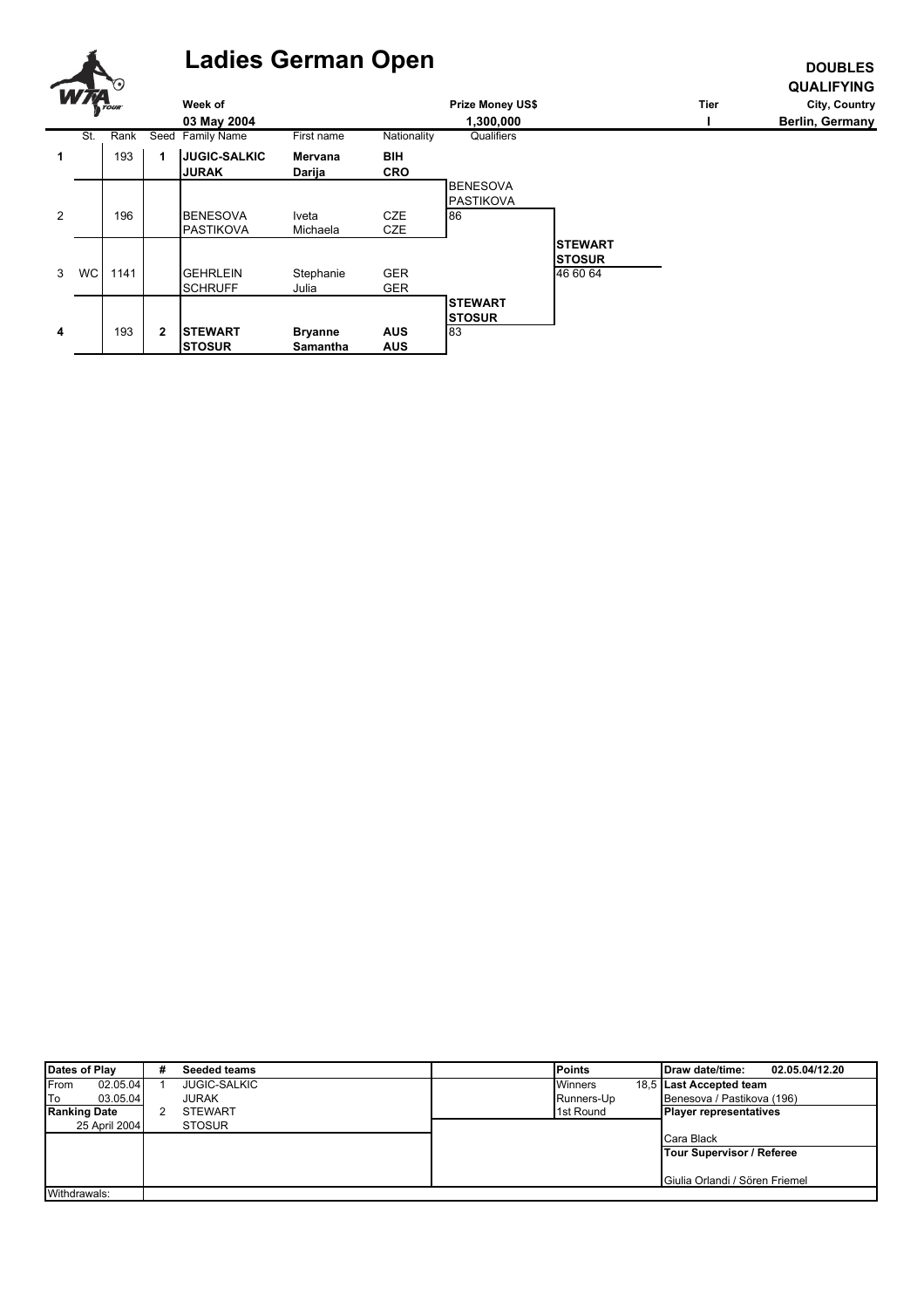# Ladies German Open

**DOUBLES QUALIFYING**

| Week of | Prize Money US$ | Tier | City, Country |
| --- | --- | --- | --- |
| 03 May 2004 | 1,300,000 | I | Berlin, Germany |

| | St. | Rank | Seed | Family Name | First name | Nationality | Qualifiers | |
| --- | --- | --- | --- | --- | --- | --- | --- | --- |
| **1** | | 193 | **1** | **JUGIC-SALKIC** | **Mervana** | **BIH** | | |
| | | | | **JURAK** | **Darija** | **CRO** | | |
| | | | | | | | BENESOVA / PASTIKOVA 86 | |
| 2 | | 196 | | BENESOVA | Iveta | CZE | | |
| | | | | PASTIKOVA | Michaela | CZE | | |
| | | | | | | | | **STEWART / STOSUR** 46 60 64 |
| 3 | WC | 1141 | | GEHRLEIN | Stephanie | GER | | |
| | | | | SCHRUFF | Julia | GER | | |
| | | | | | | | **STEWART / STOSUR** 83 | |
| **4** | | 193 | **2** | **STEWART** | **Bryanne** | **AUS** | | |
| | | | | **STOSUR** | **Samantha** | **AUS** | | |

| Dates of Play | | # | Seeded teams | Points | | Draw date/time: 02.05.04/12.20 |
| --- | --- | --- | --- | --- | --- | --- |
| From | 02.05.04 | 1 | JUGIC-SALKIC | Winners | 18,5 | **Last Accepted team** |
| To | 03.05.04 | | JURAK | Runners-Up | | Benesova / Pastikova (196) |
| **Ranking Date** | | 2 | STEWART | 1st Round | | **Player representatives** |
| 25 April 2004 | | | STOSUR | | | Cara Black |
| | | | | | | **Tour Supervisor / Referee** |
| | | | | | | Giulia Orlandi / Sören Friemel |
| Withdrawals: | | | | | | |